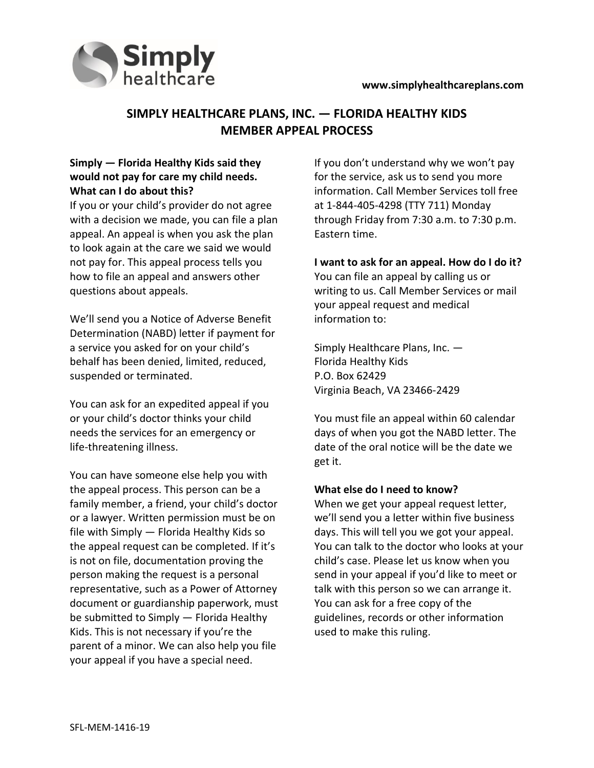www.simplyhealthcareplans.com

# SIMPLY HEALTHCARE PLANS, INC. — FLORIDA HEALTHY KIDS MEMBER APPEAL PROCESS

**Simply — Florida Healthy Kids said they would not pay for care my child needs. What can I do about this?**

If you or your child's provider do not agree with a decision we made, you can file a plan appeal. An appeal is when you ask the plan to look again at the care we said we would not pay for. This appeal process tells you how to file an appeal and answers other questions about appeals.

We'll send you a Notice of Adverse Benefit Determination (NABD) letter if payment for a service you asked for on your child's behalf has been denied, limited, reduced, suspended or terminated.

You can ask for an expedited appeal if you or your child's doctor thinks your child needs the services for an emergency or life-threatening illness.

You can have someone else help you with the appeal process. This person can be a family member, a friend, your child's doctor or a lawyer. Written permission must be on file with Simply — Florida Healthy Kids so the appeal request can be completed. If it's is not on file, documentation proving the person making the request is a personal representative, such as a Power of Attorney document or guardianship paperwork, must be submitted to Simply — Florida Healthy Kids. This is not necessary if you're the parent of a minor. We can also help you file your appeal if you have a special need.

If you don't understand why we won't pay for the service, ask us to send you more information. Call Member Services toll free at 1-844-405-4298 (TTY 711) Monday through Friday from 7:30 a.m. to 7:30 p.m. Eastern time.

**I want to ask for an appeal. How do I do it?**

You can file an appeal by calling us or writing to us. Call Member Services or mail your appeal request and medical information to:

Simply Healthcare Plans, Inc. —
Florida Healthy Kids
P.O. Box 62429
Virginia Beach, VA 23466-2429

You must file an appeal within 60 calendar days of when you got the NABD letter. The date of the oral notice will be the date we get it.

**What else do I need to know?**

When we get your appeal request letter, we'll send you a letter within five business days. This will tell you we got your appeal. You can talk to the doctor who looks at your child's case. Please let us know when you send in your appeal if you'd like to meet or talk with this person so we can arrange it. You can ask for a free copy of the guidelines, records or other information used to make this ruling.

SFL-MEM-1416-19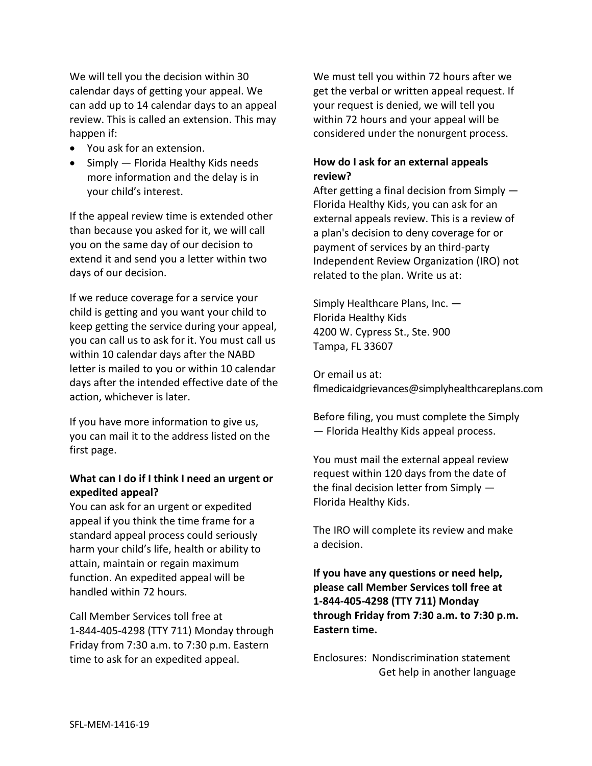We will tell you the decision within 30 calendar days of getting your appeal. We can add up to 14 calendar days to an appeal review. This is called an extension. This may happen if:

- You ask for an extension.
- Simply — Florida Healthy Kids needs more information and the delay is in your child's interest.

If the appeal review time is extended other than because you asked for it, we will call you on the same day of our decision to extend it and send you a letter within two days of our decision.

If we reduce coverage for a service your child is getting and you want your child to keep getting the service during your appeal, you can call us to ask for it. You must call us within 10 calendar days after the NABD letter is mailed to you or within 10 calendar days after the intended effective date of the action, whichever is later.

If you have more information to give us, you can mail it to the address listed on the first page.

**What can I do if I think I need an urgent or expedited appeal?**

You can ask for an urgent or expedited appeal if you think the time frame for a standard appeal process could seriously harm your child's life, health or ability to attain, maintain or regain maximum function. An expedited appeal will be handled within 72 hours.

Call Member Services toll free at 1-844-405-4298 (TTY 711) Monday through Friday from 7:30 a.m. to 7:30 p.m. Eastern time to ask for an expedited appeal.

We must tell you within 72 hours after we get the verbal or written appeal request. If your request is denied, we will tell you within 72 hours and your appeal will be considered under the nonurgent process.

**How do I ask for an external appeals review?**

After getting a final decision from Simply — Florida Healthy Kids, you can ask for an external appeals review. This is a review of a plan's decision to deny coverage for or payment of services by an third-party Independent Review Organization (IRO) not related to the plan. Write us at:

Simply Healthcare Plans, Inc. —
Florida Healthy Kids
4200 W. Cypress St., Ste. 900
Tampa, FL 33607

Or email us at:
flmedicaidgrievances@simplyhealthcareplans.com

Before filing, you must complete the Simply — Florida Healthy Kids appeal process.

You must mail the external appeal review request within 120 days from the date of the final decision letter from Simply — Florida Healthy Kids.

The IRO will complete its review and make a decision.

**If you have any questions or need help, please call Member Services toll free at 1-844-405-4298 (TTY 711) Monday through Friday from 7:30 a.m. to 7:30 p.m. Eastern time.**

Enclosures: Nondiscrimination statement
Get help in another language

SFL-MEM-1416-19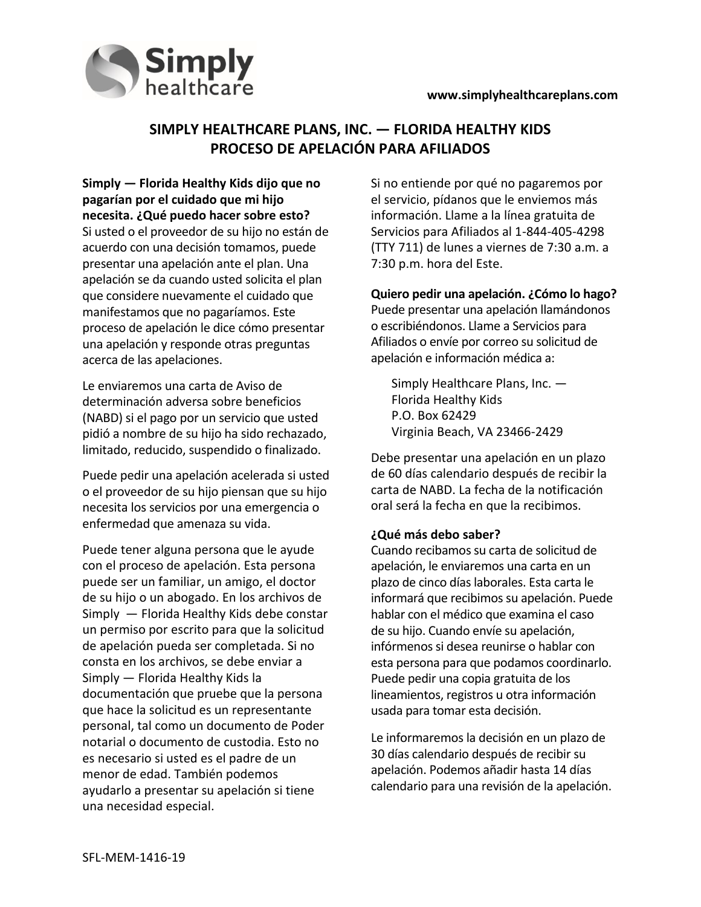www.simplyhealthcareplans.com

# SIMPLY HEALTHCARE PLANS, INC. — FLORIDA HEALTHY KIDS PROCESO DE APELACIÓN PARA AFILIADOS

**Simply — Florida Healthy Kids dijo que no pagarían por el cuidado que mi hijo necesita. ¿Qué puedo hacer sobre esto?**
Si usted o el proveedor de su hijo no están de acuerdo con una decisión tomamos, puede presentar una apelación ante el plan. Una apelación se da cuando usted solicita el plan que considere nuevamente el cuidado que manifestamos que no pagaríamos. Este proceso de apelación le dice cómo presentar una apelación y responde otras preguntas acerca de las apelaciones.

Le enviaremos una carta de Aviso de determinación adversa sobre beneficios (NABD) si el pago por un servicio que usted pidió a nombre de su hijo ha sido rechazado, limitado, reducido, suspendido o finalizado.

Puede pedir una apelación acelerada si usted o el proveedor de su hijo piensan que su hijo necesita los servicios por una emergencia o enfermedad que amenaza su vida.

Puede tener alguna persona que le ayude con el proceso de apelación. Esta persona puede ser un familiar, un amigo, el doctor de su hijo o un abogado. En los archivos de Simply — Florida Healthy Kids debe constar un permiso por escrito para que la solicitud de apelación pueda ser completada. Si no consta en los archivos, se debe enviar a Simply — Florida Healthy Kids la documentación que pruebe que la persona que hace la solicitud es un representante personal, tal como un documento de Poder notarial o documento de custodia. Esto no es necesario si usted es el padre de un menor de edad. También podemos ayudarlo a presentar su apelación si tiene una necesidad especial.

Si no entiende por qué no pagaremos por el servicio, pídanos que le enviemos más información. Llame a la línea gratuita de Servicios para Afiliados al 1-844-405-4298 (TTY 711) de lunes a viernes de 7:30 a.m. a 7:30 p.m. hora del Este.

**Quiero pedir una apelación. ¿Cómo lo hago?**
Puede presentar una apelación llamándonos o escribiéndonos. Llame a Servicios para Afiliados o envíe por correo su solicitud de apelación e información médica a:

Simply Healthcare Plans, Inc. —
Florida Healthy Kids
P.O. Box 62429
Virginia Beach, VA 23466-2429

Debe presentar una apelación en un plazo de 60 días calendario después de recibir la carta de NABD. La fecha de la notificación oral será la fecha en que la recibimos.

**¿Qué más debo saber?**
Cuando recibamos su carta de solicitud de apelación, le enviaremos una carta en un plazo de cinco días laborales. Esta carta le informará que recibimos su apelación. Puede hablar con el médico que examina el caso de su hijo. Cuando envíe su apelación, infórmenos si desea reunirse o hablar con esta persona para que podamos coordinarlo. Puede pedir una copia gratuita de los lineamientos, registros u otra información usada para tomar esta decisión.

Le informaremos la decisión en un plazo de 30 días calendario después de recibir su apelación. Podemos añadir hasta 14 días calendario para una revisión de la apelación.

SFL-MEM-1416-19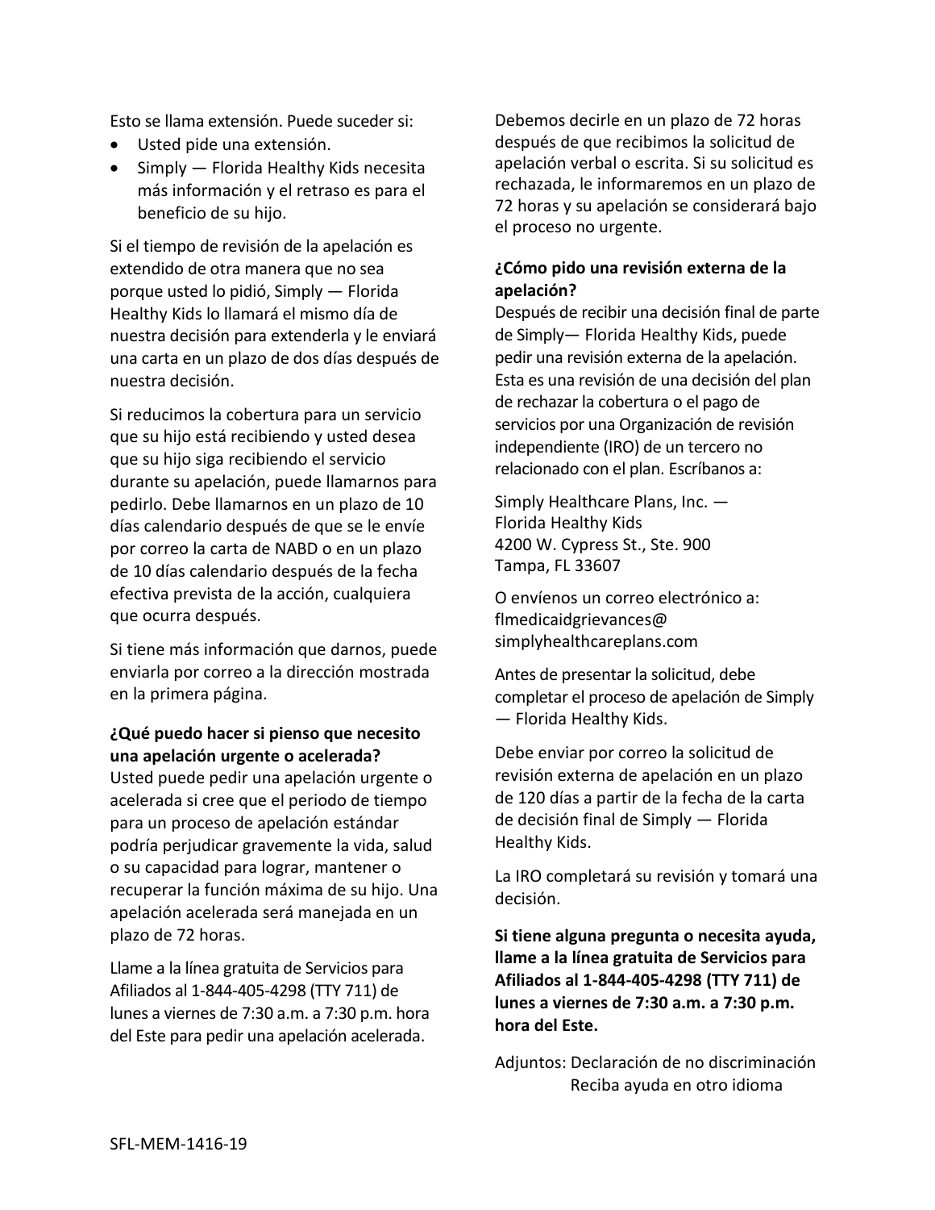Esto se llama extensión. Puede suceder si:

- Usted pide una extensión.
- Simply — Florida Healthy Kids necesita más información y el retraso es para el beneficio de su hijo.

Si el tiempo de revisión de la apelación es extendido de otra manera que no sea porque usted lo pidió, Simply — Florida Healthy Kids lo llamará el mismo día de nuestra decisión para extenderla y le enviará una carta en un plazo de dos días después de nuestra decisión.

Si reducimos la cobertura para un servicio que su hijo está recibiendo y usted desea que su hijo siga recibiendo el servicio durante su apelación, puede llamarnos para pedirlo. Debe llamarnos en un plazo de 10 días calendario después de que se le envíe por correo la carta de NABD o en un plazo de 10 días calendario después de la fecha efectiva prevista de la acción, cualquiera que ocurra después.

Si tiene más información que darnos, puede enviarla por correo a la dirección mostrada en la primera página.

**¿Qué puedo hacer si pienso que necesito una apelación urgente o acelerada?**
Usted puede pedir una apelación urgente o acelerada si cree que el periodo de tiempo para un proceso de apelación estándar podría perjudicar gravemente la vida, salud o su capacidad para lograr, mantener o recuperar la función máxima de su hijo. Una apelación acelerada será manejada en un plazo de 72 horas.

Llame a la línea gratuita de Servicios para Afiliados al 1-844-405-4298 (TTY 711) de lunes a viernes de 7:30 a.m. a 7:30 p.m. hora del Este para pedir una apelación acelerada.

Debemos decirle en un plazo de 72 horas después de que recibimos la solicitud de apelación verbal o escrita. Si su solicitud es rechazada, le informaremos en un plazo de 72 horas y su apelación se considerará bajo el proceso no urgente.

**¿Cómo pido una revisión externa de la apelación?**
Después de recibir una decisión final de parte de Simply— Florida Healthy Kids, puede pedir una revisión externa de la apelación. Esta es una revisión de una decisión del plan de rechazar la cobertura o el pago de servicios por una Organización de revisión independiente (IRO) de un tercero no relacionado con el plan. Escríbanos a:

Simply Healthcare Plans, Inc. —
Florida Healthy Kids
4200 W. Cypress St., Ste. 900
Tampa, FL 33607

O envíenos un correo electrónico a:
flmedicaidgrievances@
simplyhealthcareplans.com

Antes de presentar la solicitud, debe completar el proceso de apelación de Simply — Florida Healthy Kids.

Debe enviar por correo la solicitud de revisión externa de apelación en un plazo de 120 días a partir de la fecha de la carta de decisión final de Simply — Florida Healthy Kids.

La IRO completará su revisión y tomará una decisión.

**Si tiene alguna pregunta o necesita ayuda, llame a la línea gratuita de Servicios para Afiliados al 1-844-405-4298 (TTY 711) de lunes a viernes de 7:30 a.m. a 7:30 p.m. hora del Este.**

Adjuntos: Declaración de no discriminación
Reciba ayuda en otro idioma

SFL-MEM-1416-19